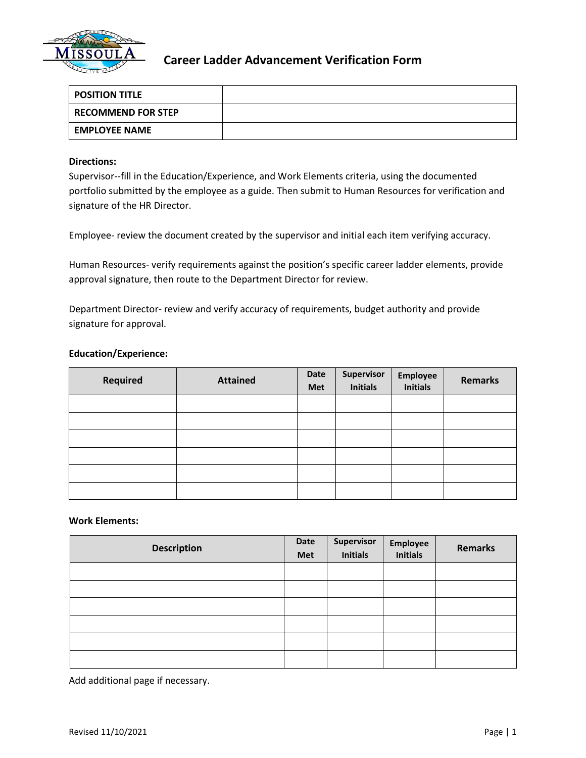# Career Ladder Advancement Verification Form

| POSITION TITLE | |
|---|---|
| RECOMMEND FOR STEP | |
| EMPLOYEE NAME | |

**Directions:**

Supervisor--fill in the Education/Experience, and Work Elements criteria, using the documented portfolio submitted by the employee as a guide. Then submit to Human Resources for verification and signature of the HR Director.

Employee- review the document created by the supervisor and initial each item verifying accuracy.

Human Resources- verify requirements against the position's specific career ladder elements, provide approval signature, then route to the Department Director for review.

Department Director- review and verify accuracy of requirements, budget authority and provide signature for approval.

**Education/Experience:**

| Required | Attained | Date Met | Supervisor Initials | Employee Initials | Remarks |
|---|---|---|---|---|---|
| | | | | | |
| | | | | | |
| | | | | | |
| | | | | | |
| | | | | | |
| | | | | | |

**Work Elements:**

| Description | Date Met | Supervisor Initials | Employee Initials | Remarks |
|---|---|---|---|---|
| | | | | |
| | | | | |
| | | | | |
| | | | | |
| | | | | |
| | | | | |

Add additional page if necessary.

Revised 11/10/2021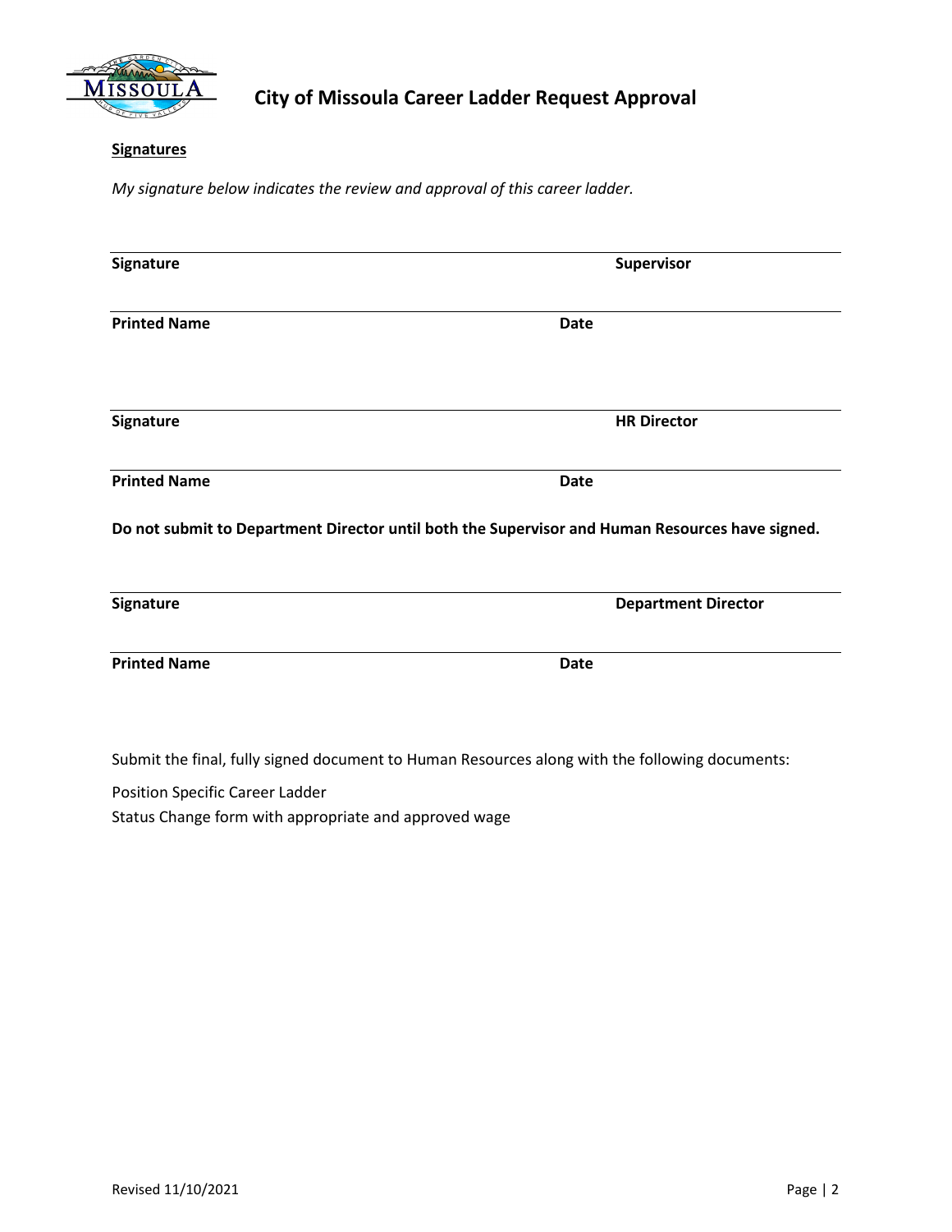# City of Missoula Career Ladder Request Approval

**Signatures**

*My signature below indicates the review and approval of this career ladder.*

**Signature** **Supervisor**

**Printed Name** **Date**

**Signature** **HR Director**

**Printed Name** **Date**

**Do not submit to Department Director until both the Supervisor and Human Resources have signed.**

**Signature** **Department Director**

**Printed Name** **Date**

Submit the final, fully signed document to Human Resources along with the following documents:

Position Specific Career Ladder

Status Change form with appropriate and approved wage

Revised 11/10/2021